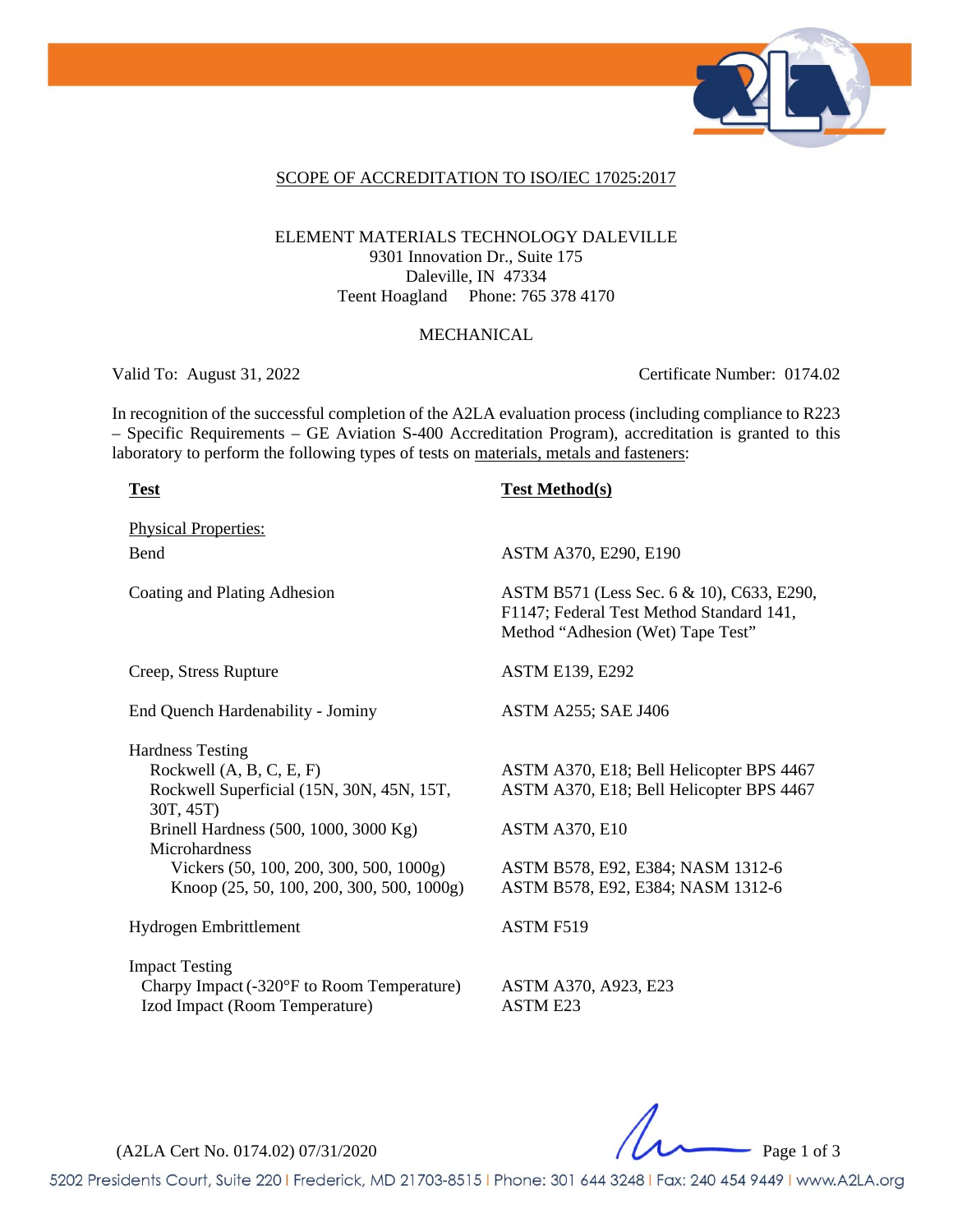SCOPE OF ACCREDITATION TO ISO/IEC 17025:2017

ELEMENT MATERIALS TECHNOLOGY DALEVILLE
9301 Innovation Dr., Suite 175
Daleville, IN 47334
Teent Hoagland Phone: 765 378 4170

MECHANICAL

Valid To: August 31, 2022 Certificate Number: 0174.02

In recognition of the successful completion of the A2LA evaluation process (including compliance to R223 – Specific Requirements – GE Aviation S-400 Accreditation Program), accreditation is granted to this laboratory to perform the following types of tests on materials, metals and fasteners:

| **Test** | **Test Method(s)** |
| --- | --- |
| Physical Properties: | |
| Bend | ASTM A370, E290, E190 |
| Coating and Plating Adhesion | ASTM B571 (Less Sec. 6 & 10), C633, E290, F1147; Federal Test Method Standard 141, Method "Adhesion (Wet) Tape Test" |
| Creep, Stress Rupture | ASTM E139, E292 |
| End Quench Hardenability - Jominy | ASTM A255; SAE J406 |
| Hardness Testing | |
| Rockwell (A, B, C, E, F) | ASTM A370, E18; Bell Helicopter BPS 4467 |
| Rockwell Superficial (15N, 30N, 45N, 15T, 30T, 45T) | ASTM A370, E18; Bell Helicopter BPS 4467 |
| Brinell Hardness (500, 1000, 3000 Kg) | ASTM A370, E10 |
| Microhardness | |
| Vickers (50, 100, 200, 300, 500, 1000g) | ASTM B578, E92, E384; NASM 1312-6 |
| Knoop (25, 50, 100, 200, 300, 500, 1000g) | ASTM B578, E92, E384; NASM 1312-6 |
| Hydrogen Embrittlement | ASTM F519 |
| Impact Testing | |
| Charpy Impact (-320°F to Room Temperature) | ASTM A370, A923, E23 |
| Izod Impact (Room Temperature) | ASTM E23 |

(A2LA Cert No. 0174.02) 07/31/2020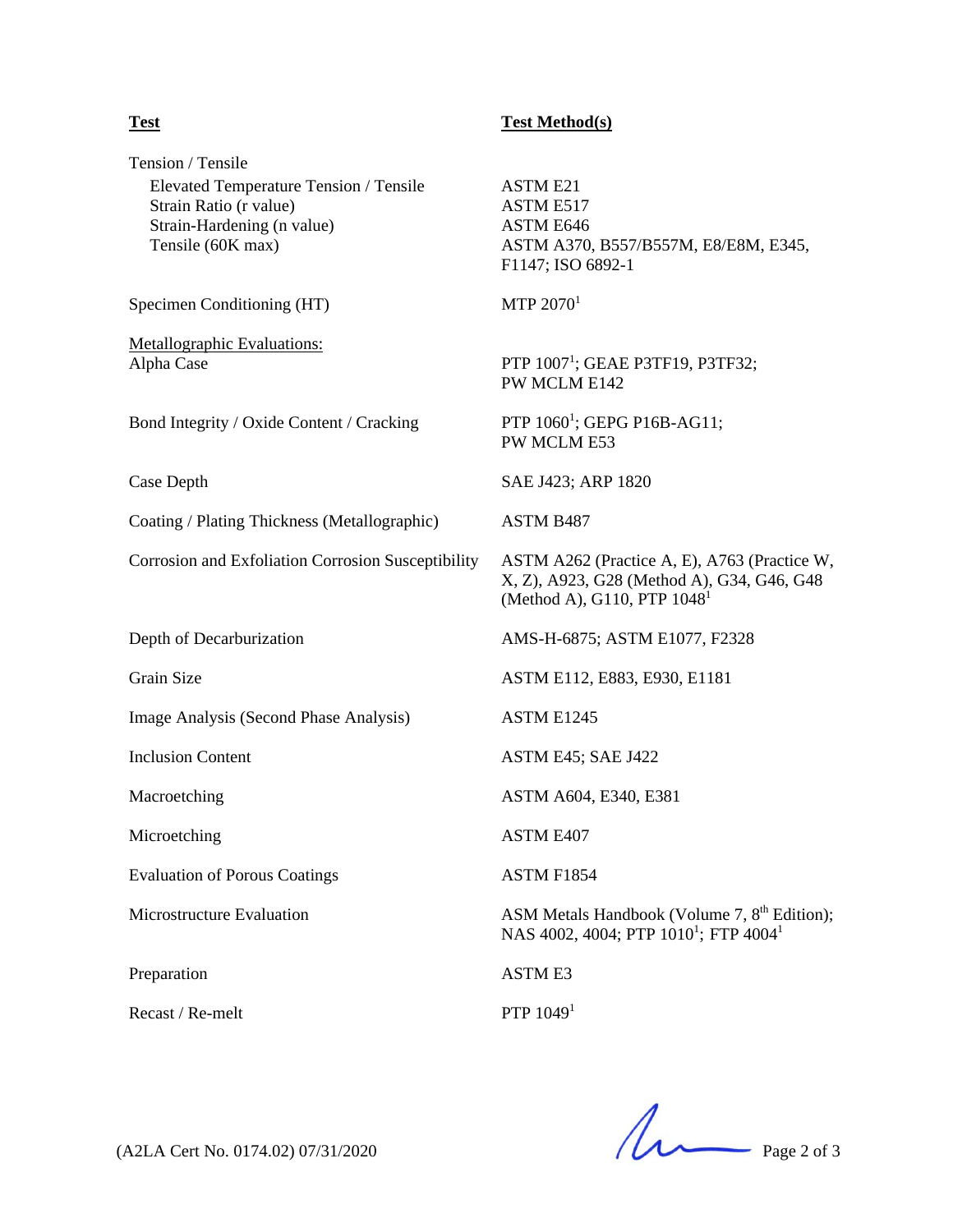| Test | Test Method(s) |
| --- | --- |
| Tension / Tensile | |
| Elevated Temperature Tension / Tensile | ASTM E21 |
| Strain Ratio (r value) | ASTM E517 |
| Strain-Hardening (n value) | ASTM E646 |
| Tensile (60K max) | ASTM A370, B557/B557M, E8/E8M, E345, F1147; ISO 6892-1 |
| Specimen Conditioning (HT) | MTP 2070[1] |
| Metallographic Evaluations: | |
| Alpha Case | PTP 1007[1]; GEAE P3TF19, P3TF32; PW MCLM E142 |
| Bond Integrity / Oxide Content / Cracking | PTP 1060[1]; GEPG P16B-AG11; PW MCLM E53 |
| Case Depth | SAE J423; ARP 1820 |
| Coating / Plating Thickness (Metallographic) | ASTM B487 |
| Corrosion and Exfoliation Corrosion Susceptibility | ASTM A262 (Practice A, E), A763 (Practice W, X, Z), A923, G28 (Method A), G34, G46, G48 (Method A), G110, PTP 1048[1] |
| Depth of Decarburization | AMS-H-6875; ASTM E1077, F2328 |
| Grain Size | ASTM E112, E883, E930, E1181 |
| Image Analysis (Second Phase Analysis) | ASTM E1245 |
| Inclusion Content | ASTM E45; SAE J422 |
| Macroetching | ASTM A604, E340, E381 |
| Microetching | ASTM E407 |
| Evaluation of Porous Coatings | ASTM F1854 |
| Microstructure Evaluation | ASM Metals Handbook (Volume 7, 8th Edition); NAS 4002, 4004; PTP 1010[1]; FTP 4004[1] |
| Preparation | ASTM E3 |
| Recast / Re-melt | PTP 1049[1] |

(A2LA Cert No. 0174.02) 07/31/2020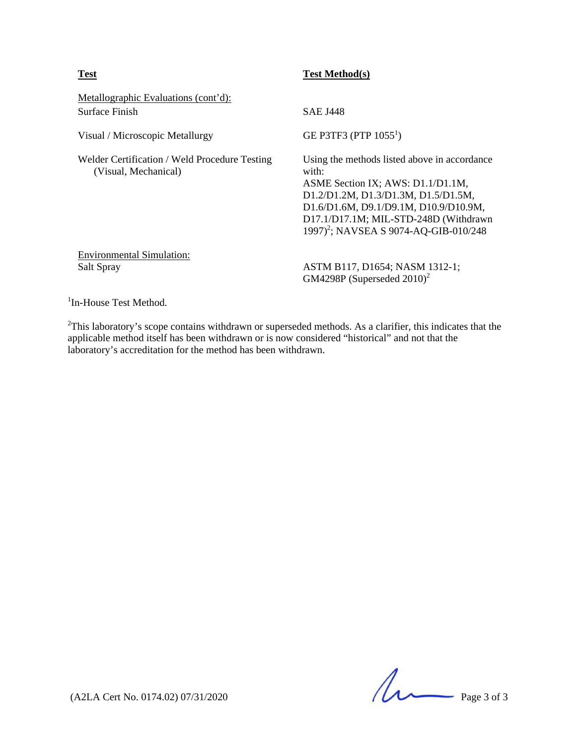| Test | Test Method(s) |
|---|---|
| Metallographic Evaluations (cont'd): | |
| Surface Finish | SAE J448 |
| Visual / Microscopic Metallurgy | GE P3TF3 (PTP 1055[1]) |
| Welder Certification / Weld Procedure Testing (Visual, Mechanical) | Using the methods listed above in accordance with: ASME Section IX; AWS: D1.1/D1.1M, D1.2/D1.2M, D1.3/D1.3M, D1.5/D1.5M, D1.6/D1.6M, D9.1/D9.1M, D10.9/D10.9M, D17.1/D17.1M; MIL-STD-248D (Withdrawn 1997)[2]; NAVSEA S 9074-AQ-GIB-010/248 |
| Environmental Simulation: | |
| Salt Spray | ASTM B117, D1654; NASM 1312-1; GM4298P (Superseded 2010)[2] |

[1]In-House Test Method.

[2]This laboratory's scope contains withdrawn or superseded methods. As a clarifier, this indicates that the applicable method itself has been withdrawn or is now considered "historical" and not that the laboratory's accreditation for the method has been withdrawn.

(A2LA Cert No. 0174.02) 07/31/2020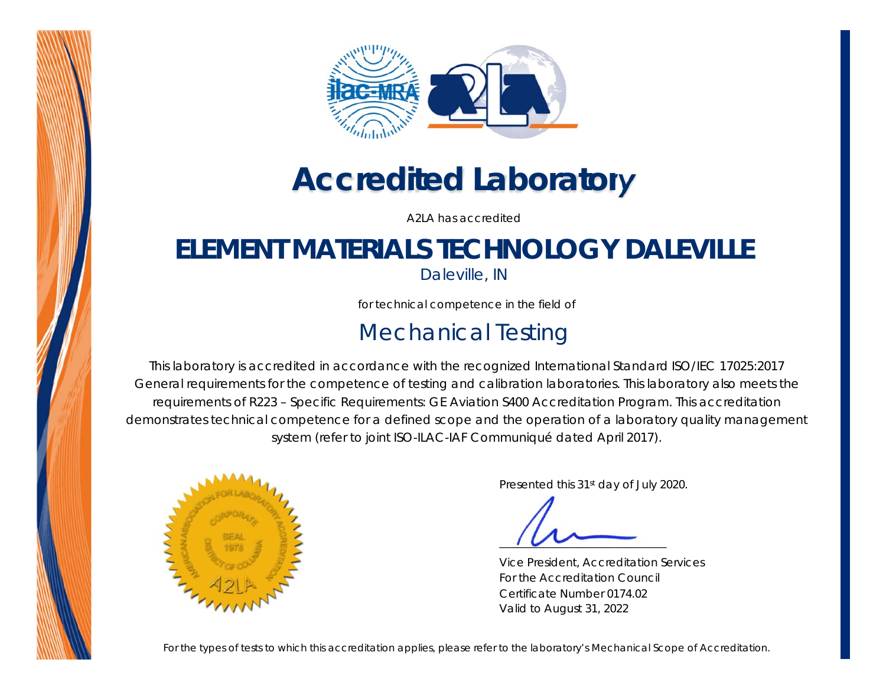# Accredited Laboratory

A2LA has accredited

## ELEMENT MATERIALS TECHNOLOGY DALEVILLE

Daleville, IN

for technical competence in the field of

## Mechanical Testing

This laboratory is accredited in accordance with the recognized International Standard ISO/IEC 17025:2017 General requirements for the competence of testing and calibration laboratories. This laboratory also meets the requirements of R223 – Specific Requirements: GE Aviation S400 Accreditation Program. This accreditation demonstrates technical competence for a defined scope and the operation of a laboratory quality management system (refer to joint ISO-ILAC-IAF Communiqué dated April 2017).

Presented this 31st day of July 2020.

Vice President, Accreditation Services
For the Accreditation Council
Certificate Number 0174.02
Valid to August 31, 2022

For the types of tests to which this accreditation applies, please refer to the laboratory's Mechanical Scope of Accreditation.